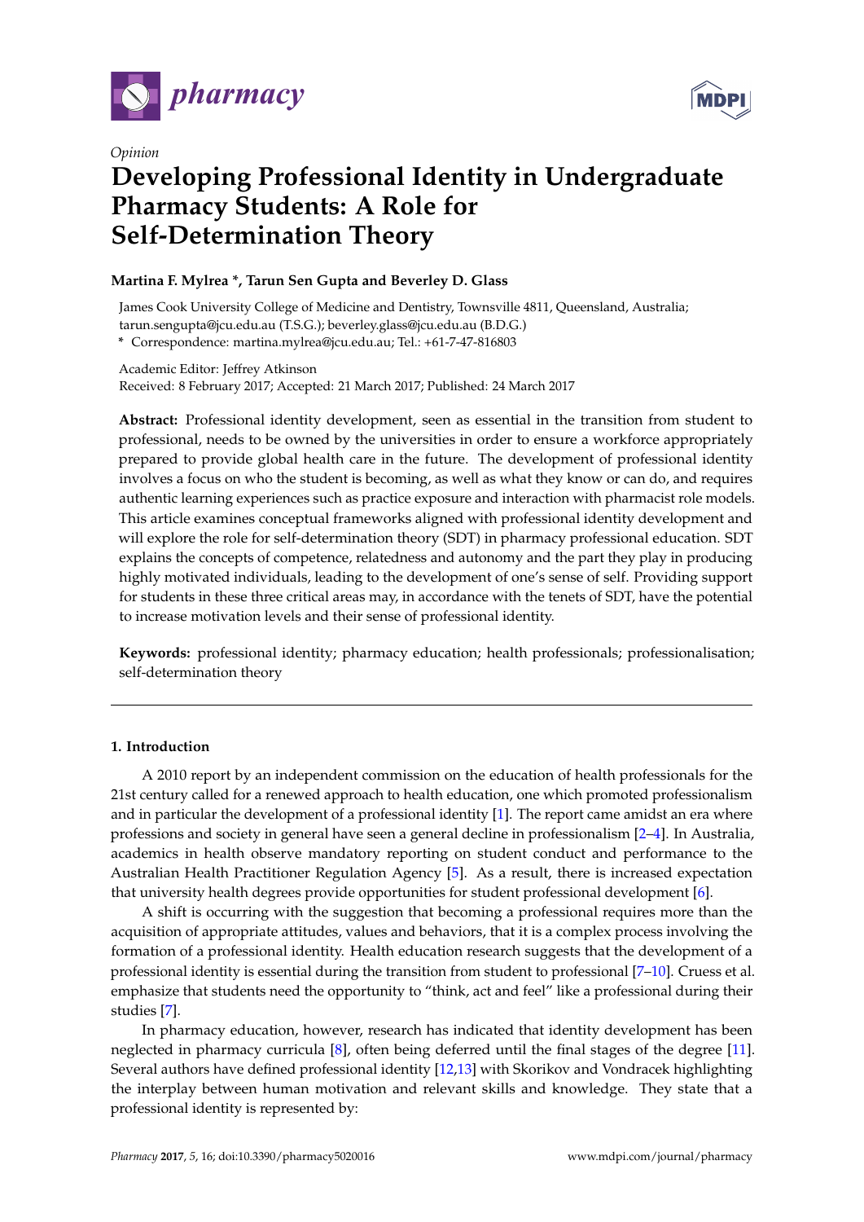*Opinion*

# Developing Professional Identity in Undergraduate Pharmacy Students: A Role for Self-Determination Theory

**Martina F. Mylrea \*, Tarun Sen Gupta and Beverley D. Glass**

James Cook University College of Medicine and Dentistry, Townsville 4811, Queensland, Australia; tarun.sengupta@jcu.edu.au (T.S.G.); beverley.glass@jcu.edu.au (B.D.G.)

\* Correspondence: martina.mylrea@jcu.edu.au; Tel.: +61-7-47-816803

Academic Editor: Jeffrey Atkinson

Received: 8 February 2017; Accepted: 21 March 2017; Published: 24 March 2017

**Abstract:** Professional identity development, seen as essential in the transition from student to professional, needs to be owned by the universities in order to ensure a workforce appropriately prepared to provide global health care in the future. The development of professional identity involves a focus on who the student is becoming, as well as what they know or can do, and requires authentic learning experiences such as practice exposure and interaction with pharmacist role models. This article examines conceptual frameworks aligned with professional identity development and will explore the role for self-determination theory (SDT) in pharmacy professional education. SDT explains the concepts of competence, relatedness and autonomy and the part they play in producing highly motivated individuals, leading to the development of one's sense of self. Providing support for students in these three critical areas may, in accordance with the tenets of SDT, have the potential to increase motivation levels and their sense of professional identity.

**Keywords:** professional identity; pharmacy education; health professionals; professionalisation; self-determination theory

## 1. Introduction

A 2010 report by an independent commission on the education of health professionals for the 21st century called for a renewed approach to health education, one which promoted professionalism and in particular the development of a professional identity [1]. The report came amidst an era where professions and society in general have seen a general decline in professionalism [2–4]. In Australia, academics in health observe mandatory reporting on student conduct and performance to the Australian Health Practitioner Regulation Agency [5]. As a result, there is increased expectation that university health degrees provide opportunities for student professional development [6].

A shift is occurring with the suggestion that becoming a professional requires more than the acquisition of appropriate attitudes, values and behaviors, that it is a complex process involving the formation of a professional identity. Health education research suggests that the development of a professional identity is essential during the transition from student to professional [7–10]. Cruess et al. emphasize that students need the opportunity to "think, act and feel" like a professional during their studies [7].

In pharmacy education, however, research has indicated that identity development has been neglected in pharmacy curricula [8], often being deferred until the final stages of the degree [11]. Several authors have defined professional identity [12,13] with Skorikov and Vondracek highlighting the interplay between human motivation and relevant skills and knowledge. They state that a professional identity is represented by: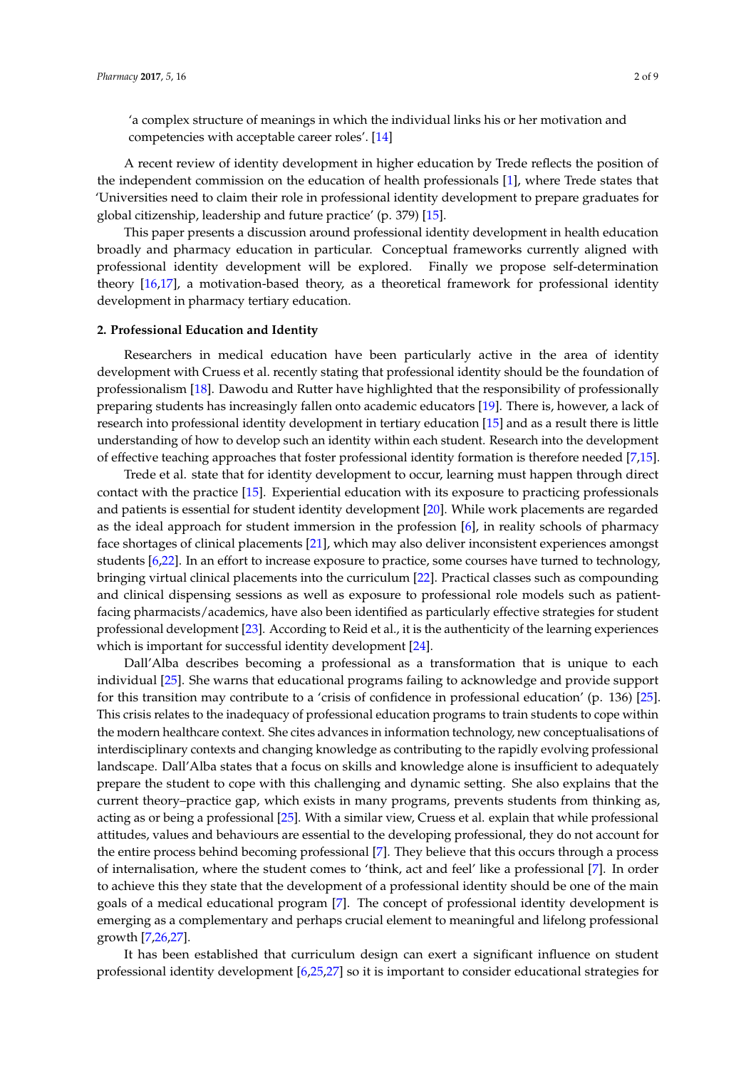'a complex structure of meanings in which the individual links his or her motivation and competencies with acceptable career roles'. [14]

A recent review of identity development in higher education by Trede reflects the position of the independent commission on the education of health professionals [1], where Trede states that 'Universities need to claim their role in professional identity development to prepare graduates for global citizenship, leadership and future practice' (p. 379) [15].

This paper presents a discussion around professional identity development in health education broadly and pharmacy education in particular. Conceptual frameworks currently aligned with professional identity development will be explored. Finally we propose self-determination theory [16,17], a motivation-based theory, as a theoretical framework for professional identity development in pharmacy tertiary education.

## 2. Professional Education and Identity

Researchers in medical education have been particularly active in the area of identity development with Cruess et al. recently stating that professional identity should be the foundation of professionalism [18]. Dawodu and Rutter have highlighted that the responsibility of professionally preparing students has increasingly fallen onto academic educators [19]. There is, however, a lack of research into professional identity development in tertiary education [15] and as a result there is little understanding of how to develop such an identity within each student. Research into the development of effective teaching approaches that foster professional identity formation is therefore needed [7,15].

Trede et al. state that for identity development to occur, learning must happen through direct contact with the practice [15]. Experiential education with its exposure to practicing professionals and patients is essential for student identity development [20]. While work placements are regarded as the ideal approach for student immersion in the profession [6], in reality schools of pharmacy face shortages of clinical placements [21], which may also deliver inconsistent experiences amongst students [6,22]. In an effort to increase exposure to practice, some courses have turned to technology, bringing virtual clinical placements into the curriculum [22]. Practical classes such as compounding and clinical dispensing sessions as well as exposure to professional role models such as patient-facing pharmacists/academics, have also been identified as particularly effective strategies for student professional development [23]. According to Reid et al., it is the authenticity of the learning experiences which is important for successful identity development [24].

Dall'Alba describes becoming a professional as a transformation that is unique to each individual [25]. She warns that educational programs failing to acknowledge and provide support for this transition may contribute to a 'crisis of confidence in professional education' (p. 136) [25]. This crisis relates to the inadequacy of professional education programs to train students to cope within the modern healthcare context. She cites advances in information technology, new conceptualisations of interdisciplinary contexts and changing knowledge as contributing to the rapidly evolving professional landscape. Dall'Alba states that a focus on skills and knowledge alone is insufficient to adequately prepare the student to cope with this challenging and dynamic setting. She also explains that the current theory–practice gap, which exists in many programs, prevents students from thinking as, acting as or being a professional [25]. With a similar view, Cruess et al. explain that while professional attitudes, values and behaviours are essential to the developing professional, they do not account for the entire process behind becoming professional [7]. They believe that this occurs through a process of internalisation, where the student comes to 'think, act and feel' like a professional [7]. In order to achieve this they state that the development of a professional identity should be one of the main goals of a medical educational program [7]. The concept of professional identity development is emerging as a complementary and perhaps crucial element to meaningful and lifelong professional growth [7,26,27].

It has been established that curriculum design can exert a significant influence on student professional identity development [6,25,27] so it is important to consider educational strategies for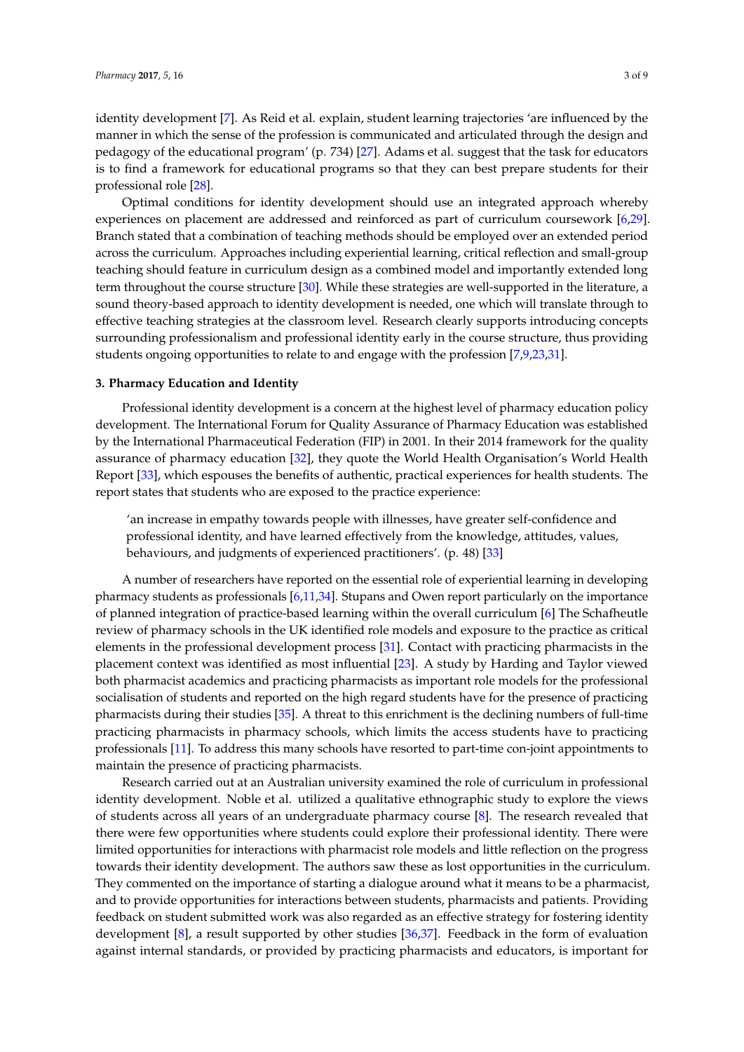identity development [7]. As Reid et al. explain, student learning trajectories 'are influenced by the manner in which the sense of the profession is communicated and articulated through the design and pedagogy of the educational program' (p. 734) [27]. Adams et al. suggest that the task for educators is to find a framework for educational programs so that they can best prepare students for their professional role [28].

Optimal conditions for identity development should use an integrated approach whereby experiences on placement are addressed and reinforced as part of curriculum coursework [6,29]. Branch stated that a combination of teaching methods should be employed over an extended period across the curriculum. Approaches including experiential learning, critical reflection and small-group teaching should feature in curriculum design as a combined model and importantly extended long term throughout the course structure [30]. While these strategies are well-supported in the literature, a sound theory-based approach to identity development is needed, one which will translate through to effective teaching strategies at the classroom level. Research clearly supports introducing concepts surrounding professionalism and professional identity early in the course structure, thus providing students ongoing opportunities to relate to and engage with the profession [7,9,23,31].

**3. Pharmacy Education and Identity**

Professional identity development is a concern at the highest level of pharmacy education policy development. The International Forum for Quality Assurance of Pharmacy Education was established by the International Pharmaceutical Federation (FIP) in 2001. In their 2014 framework for the quality assurance of pharmacy education [32], they quote the World Health Organisation's World Health Report [33], which espouses the benefits of authentic, practical experiences for health students. The report states that students who are exposed to the practice experience:

> 'an increase in empathy towards people with illnesses, have greater self-confidence and professional identity, and have learned effectively from the knowledge, attitudes, values, behaviours, and judgments of experienced practitioners'. (p. 48) [33]

A number of researchers have reported on the essential role of experiential learning in developing pharmacy students as professionals [6,11,34]. Stupans and Owen report particularly on the importance of planned integration of practice-based learning within the overall curriculum [6] The Schafheutle review of pharmacy schools in the UK identified role models and exposure to the practice as critical elements in the professional development process [31]. Contact with practicing pharmacists in the placement context was identified as most influential [23]. A study by Harding and Taylor viewed both pharmacist academics and practicing pharmacists as important role models for the professional socialisation of students and reported on the high regard students have for the presence of practicing pharmacists during their studies [35]. A threat to this enrichment is the declining numbers of full-time practicing pharmacists in pharmacy schools, which limits the access students have to practicing professionals [11]. To address this many schools have resorted to part-time con-joint appointments to maintain the presence of practicing pharmacists.

Research carried out at an Australian university examined the role of curriculum in professional identity development. Noble et al. utilized a qualitative ethnographic study to explore the views of students across all years of an undergraduate pharmacy course [8]. The research revealed that there were few opportunities where students could explore their professional identity. There were limited opportunities for interactions with pharmacist role models and little reflection on the progress towards their identity development. The authors saw these as lost opportunities in the curriculum. They commented on the importance of starting a dialogue around what it means to be a pharmacist, and to provide opportunities for interactions between students, pharmacists and patients. Providing feedback on student submitted work was also regarded as an effective strategy for fostering identity development [8], a result supported by other studies [36,37]. Feedback in the form of evaluation against internal standards, or provided by practicing pharmacists and educators, is important for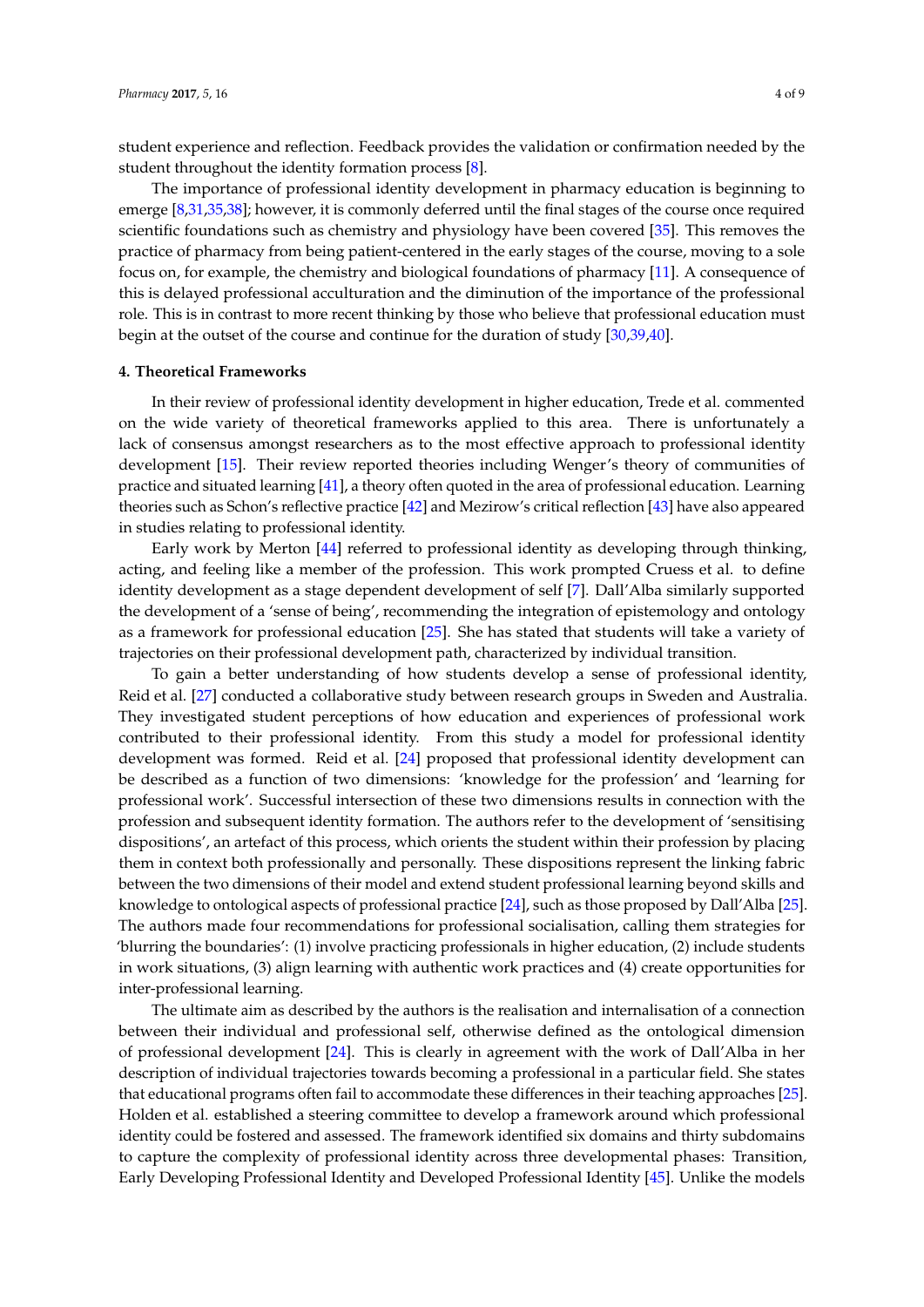student experience and reflection. Feedback provides the validation or confirmation needed by the student throughout the identity formation process [8].

The importance of professional identity development in pharmacy education is beginning to emerge [8,31,35,38]; however, it is commonly deferred until the final stages of the course once required scientific foundations such as chemistry and physiology have been covered [35]. This removes the practice of pharmacy from being patient-centered in the early stages of the course, moving to a sole focus on, for example, the chemistry and biological foundations of pharmacy [11]. A consequence of this is delayed professional acculturation and the diminution of the importance of the professional role. This is in contrast to more recent thinking by those who believe that professional education must begin at the outset of the course and continue for the duration of study [30,39,40].

## 4. Theoretical Frameworks

In their review of professional identity development in higher education, Trede et al. commented on the wide variety of theoretical frameworks applied to this area. There is unfortunately a lack of consensus amongst researchers as to the most effective approach to professional identity development [15]. Their review reported theories including Wenger's theory of communities of practice and situated learning [41], a theory often quoted in the area of professional education. Learning theories such as Schon's reflective practice [42] and Mezirow's critical reflection [43] have also appeared in studies relating to professional identity.

Early work by Merton [44] referred to professional identity as developing through thinking, acting, and feeling like a member of the profession. This work prompted Cruess et al. to define identity development as a stage dependent development of self [7]. Dall'Alba similarly supported the development of a 'sense of being', recommending the integration of epistemology and ontology as a framework for professional education [25]. She has stated that students will take a variety of trajectories on their professional development path, characterized by individual transition.

To gain a better understanding of how students develop a sense of professional identity, Reid et al. [27] conducted a collaborative study between research groups in Sweden and Australia. They investigated student perceptions of how education and experiences of professional work contributed to their professional identity. From this study a model for professional identity development was formed. Reid et al. [24] proposed that professional identity development can be described as a function of two dimensions: 'knowledge for the profession' and 'learning for professional work'. Successful intersection of these two dimensions results in connection with the profession and subsequent identity formation. The authors refer to the development of 'sensitising dispositions', an artefact of this process, which orients the student within their profession by placing them in context both professionally and personally. These dispositions represent the linking fabric between the two dimensions of their model and extend student professional learning beyond skills and knowledge to ontological aspects of professional practice [24], such as those proposed by Dall'Alba [25]. The authors made four recommendations for professional socialisation, calling them strategies for 'blurring the boundaries': (1) involve practicing professionals in higher education, (2) include students in work situations, (3) align learning with authentic work practices and (4) create opportunities for inter-professional learning.

The ultimate aim as described by the authors is the realisation and internalisation of a connection between their individual and professional self, otherwise defined as the ontological dimension of professional development [24]. This is clearly in agreement with the work of Dall'Alba in her description of individual trajectories towards becoming a professional in a particular field. She states that educational programs often fail to accommodate these differences in their teaching approaches [25]. Holden et al. established a steering committee to develop a framework around which professional identity could be fostered and assessed. The framework identified six domains and thirty subdomains to capture the complexity of professional identity across three developmental phases: Transition, Early Developing Professional Identity and Developed Professional Identity [45]. Unlike the models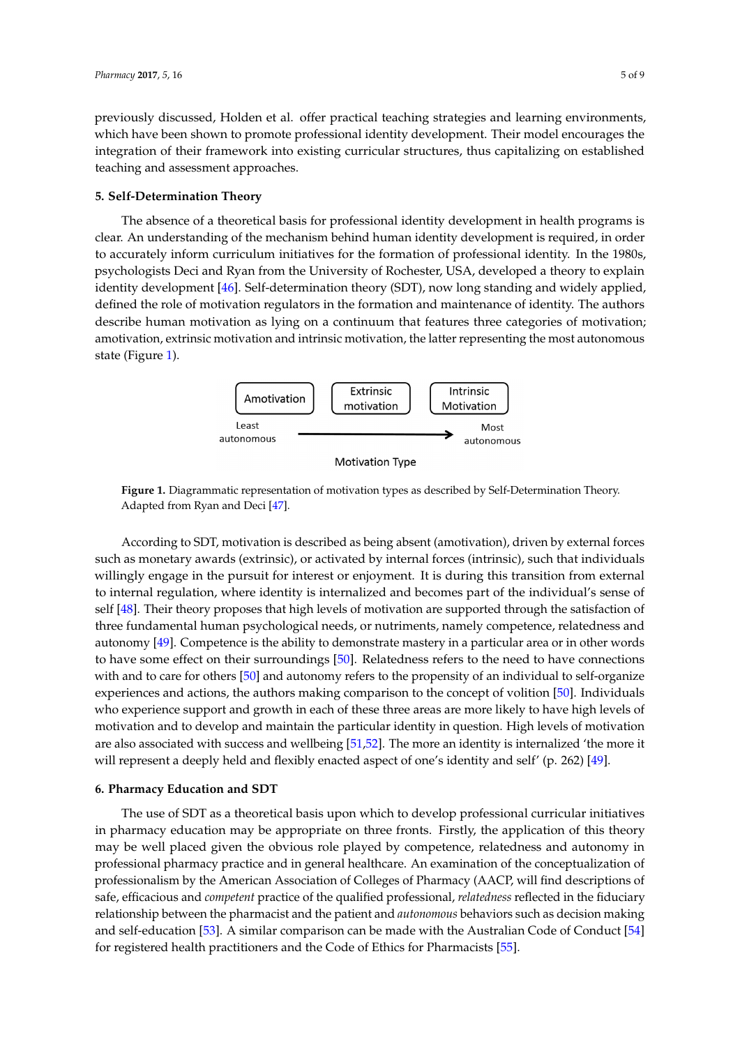previously discussed, Holden et al. offer practical teaching strategies and learning environments, which have been shown to promote professional identity development. Their model encourages the integration of their framework into existing curricular structures, thus capitalizing on established teaching and assessment approaches.

## 5. Self-Determination Theory

The absence of a theoretical basis for professional identity development in health programs is clear. An understanding of the mechanism behind human identity development is required, in order to accurately inform curriculum initiatives for the formation of professional identity. In the 1980s, psychologists Deci and Ryan from the University of Rochester, USA, developed a theory to explain identity development [46]. Self-determination theory (SDT), now long standing and widely applied, defined the role of motivation regulators in the formation and maintenance of identity. The authors describe human motivation as lying on a continuum that features three categories of motivation; amotivation, extrinsic motivation and intrinsic motivation, the latter representing the most autonomous state (Figure 1).

Amotivation | Extrinsic motivation | Intrinsic Motivation

Least autonomous → Most autonomous

Motivation Type

**Figure 1.** Diagrammatic representation of motivation types as described by Self-Determination Theory. Adapted from Ryan and Deci [47].

According to SDT, motivation is described as being absent (amotivation), driven by external forces such as monetary awards (extrinsic), or activated by internal forces (intrinsic), such that individuals willingly engage in the pursuit for interest or enjoyment. It is during this transition from external to internal regulation, where identity is internalized and becomes part of the individual's sense of self [48]. Their theory proposes that high levels of motivation are supported through the satisfaction of three fundamental human psychological needs, or nutriments, namely competence, relatedness and autonomy [49]. Competence is the ability to demonstrate mastery in a particular area or in other words to have some effect on their surroundings [50]. Relatedness refers to the need to have connections with and to care for others [50] and autonomy refers to the propensity of an individual to self-organize experiences and actions, the authors making comparison to the concept of volition [50]. Individuals who experience support and growth in each of these three areas are more likely to have high levels of motivation and to develop and maintain the particular identity in question. High levels of motivation are also associated with success and wellbeing [51,52]. The more an identity is internalized 'the more it will represent a deeply held and flexibly enacted aspect of one's identity and self' (p. 262) [49].

## 6. Pharmacy Education and SDT

The use of SDT as a theoretical basis upon which to develop professional curricular initiatives in pharmacy education may be appropriate on three fronts. Firstly, the application of this theory may be well placed given the obvious role played by competence, relatedness and autonomy in professional pharmacy practice and in general healthcare. An examination of the conceptualization of professionalism by the American Association of Colleges of Pharmacy (AACP, will find descriptions of safe, efficacious and *competent* practice of the qualified professional, *relatedness* reflected in the fiduciary relationship between the pharmacist and the patient and *autonomous* behaviors such as decision making and self-education [53]. A similar comparison can be made with the Australian Code of Conduct [54] for registered health practitioners and the Code of Ethics for Pharmacists [55].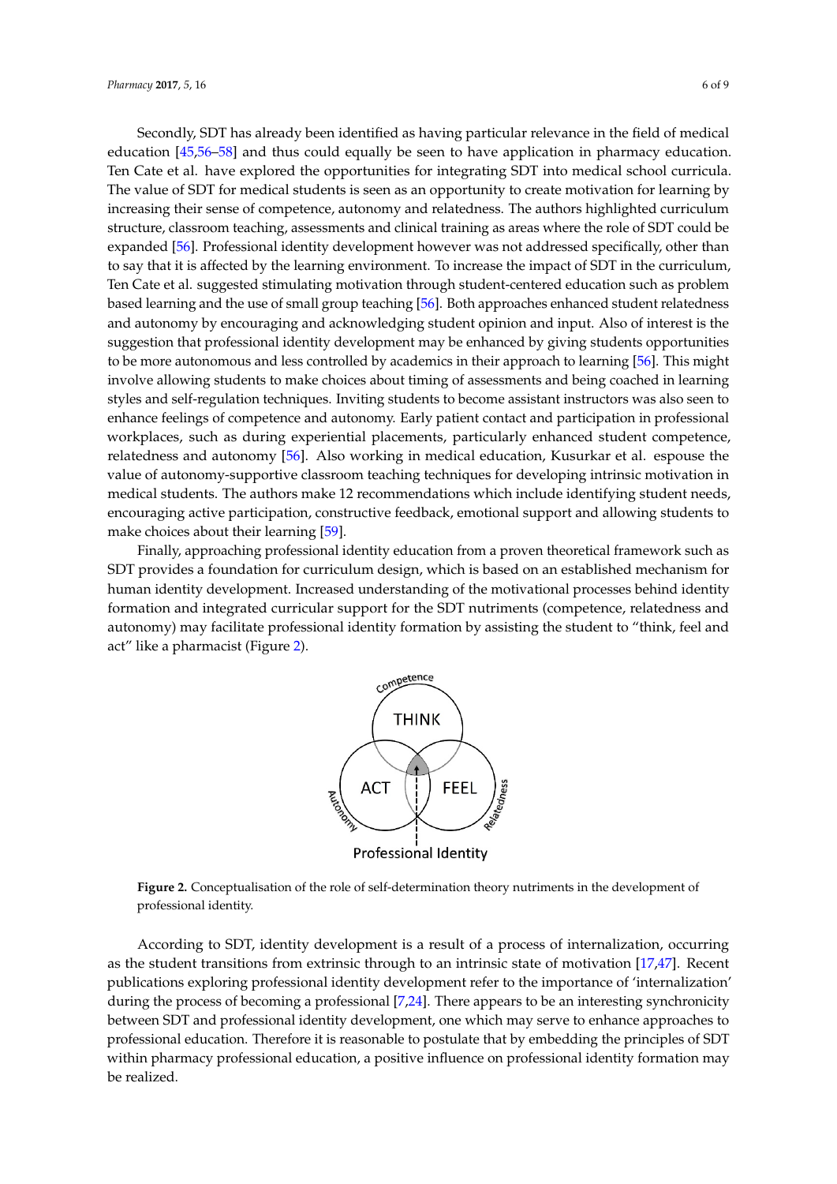Secondly, SDT has already been identified as having particular relevance in the field of medical education [45,56–58] and thus could equally be seen to have application in pharmacy education. Ten Cate et al. have explored the opportunities for integrating SDT into medical school curricula. The value of SDT for medical students is seen as an opportunity to create motivation for learning by increasing their sense of competence, autonomy and relatedness. The authors highlighted curriculum structure, classroom teaching, assessments and clinical training as areas where the role of SDT could be expanded [56]. Professional identity development however was not addressed specifically, other than to say that it is affected by the learning environment. To increase the impact of SDT in the curriculum, Ten Cate et al. suggested stimulating motivation through student-centered education such as problem based learning and the use of small group teaching [56]. Both approaches enhanced student relatedness and autonomy by encouraging and acknowledging student opinion and input. Also of interest is the suggestion that professional identity development may be enhanced by giving students opportunities to be more autonomous and less controlled by academics in their approach to learning [56]. This might involve allowing students to make choices about timing of assessments and being coached in learning styles and self-regulation techniques. Inviting students to become assistant instructors was also seen to enhance feelings of competence and autonomy. Early patient contact and participation in professional workplaces, such as during experiential placements, particularly enhanced student competence, relatedness and autonomy [56]. Also working in medical education, Kusurkar et al. espouse the value of autonomy-supportive classroom teaching techniques for developing intrinsic motivation in medical students. The authors make 12 recommendations which include identifying student needs, encouraging active participation, constructive feedback, emotional support and allowing students to make choices about their learning [59].

Finally, approaching professional identity education from a proven theoretical framework such as SDT provides a foundation for curriculum design, which is based on an established mechanism for human identity development. Increased understanding of the motivational processes behind identity formation and integrated curricular support for the SDT nutriments (competence, relatedness and autonomy) may facilitate professional identity formation by assisting the student to "think, feel and act" like a pharmacist (Figure 2).

**Figure 2.** Conceptualisation of the role of self-determination theory nutriments in the development of professional identity.

According to SDT, identity development is a result of a process of internalization, occurring as the student transitions from extrinsic through to an intrinsic state of motivation [17,47]. Recent publications exploring professional identity development refer to the importance of 'internalization' during the process of becoming a professional [7,24]. There appears to be an interesting synchronicity between SDT and professional identity development, one which may serve to enhance approaches to professional education. Therefore it is reasonable to postulate that by embedding the principles of SDT within pharmacy professional education, a positive influence on professional identity formation may be realized.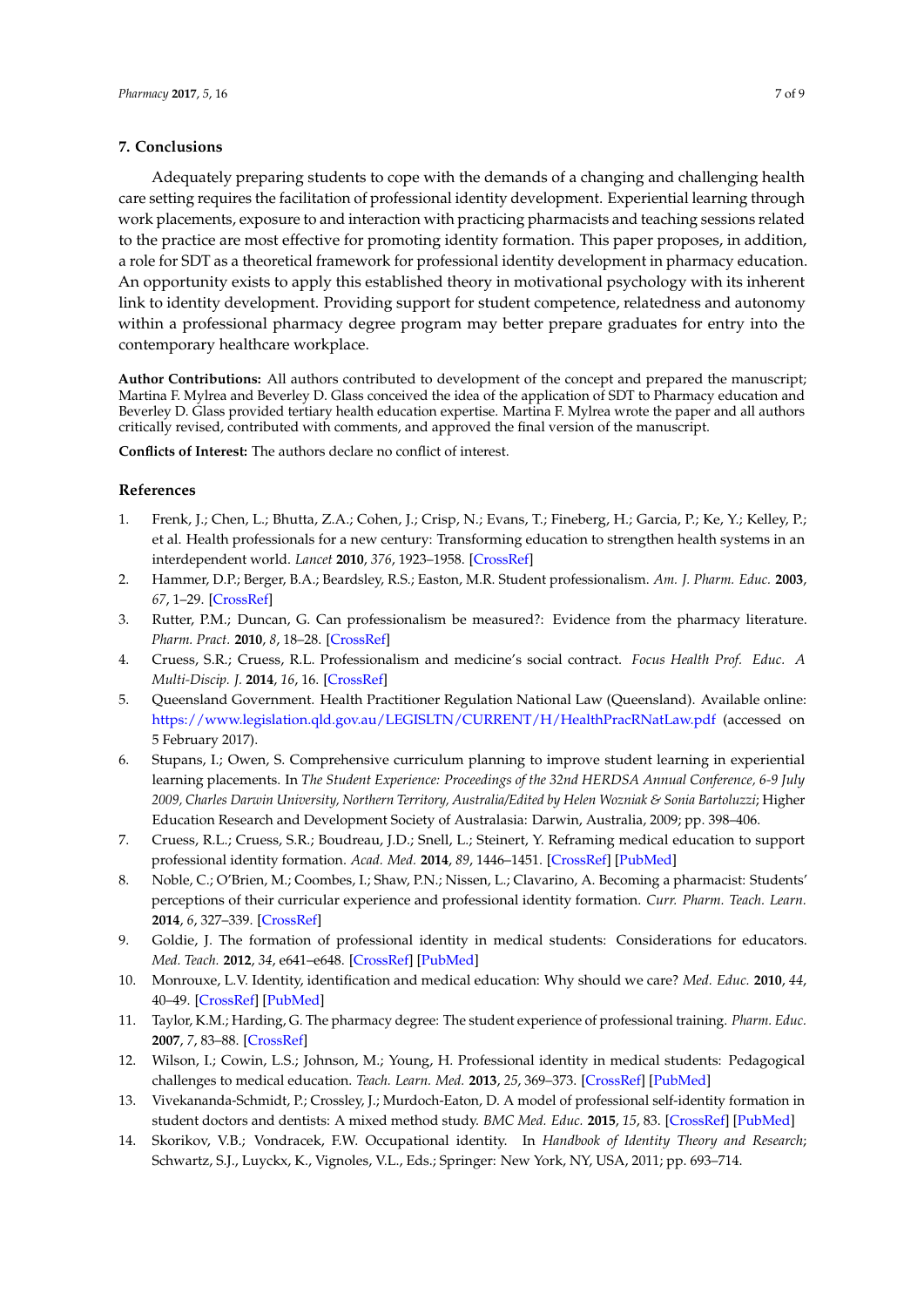## 7. Conclusions

Adequately preparing students to cope with the demands of a changing and challenging health care setting requires the facilitation of professional identity development. Experiential learning through work placements, exposure to and interaction with practicing pharmacists and teaching sessions related to the practice are most effective for promoting identity formation. This paper proposes, in addition, a role for SDT as a theoretical framework for professional identity development in pharmacy education. An opportunity exists to apply this established theory in motivational psychology with its inherent link to identity development. Providing support for student competence, relatedness and autonomy within a professional pharmacy degree program may better prepare graduates for entry into the contemporary healthcare workplace.

**Author Contributions:** All authors contributed to development of the concept and prepared the manuscript; Martina F. Mylrea and Beverley D. Glass conceived the idea of the application of SDT to Pharmacy education and Beverley D. Glass provided tertiary health education expertise. Martina F. Mylrea wrote the paper and all authors critically revised, contributed with comments, and approved the final version of the manuscript.

**Conflicts of Interest:** The authors declare no conflict of interest.

## References

1. Frenk, J.; Chen, L.; Bhutta, Z.A.; Cohen, J.; Crisp, N.; Evans, T.; Fineberg, H.; Garcia, P.; Ke, Y.; Kelley, P.; et al. Health professionals for a new century: Transforming education to strengthen health systems in an interdependent world. *Lancet* **2010**, *376*, 1923–1958. [CrossRef]
2. Hammer, D.P.; Berger, B.A.; Beardsley, R.S.; Easton, M.R. Student professionalism. *Am. J. Pharm. Educ.* **2003**, *67*, 1–29. [CrossRef]
3. Rutter, P.M.; Duncan, G. Can professionalism be measured?: Evidence from the pharmacy literature. *Pharm. Pract.* **2010**, *8*, 18–28. [CrossRef]
4. Cruess, S.R.; Cruess, R.L. Professionalism and medicine's social contract. *Focus Health Prof. Educ. A Multi-Discip. J.* **2014**, *16*, 16. [CrossRef]
5. Queensland Government. Health Practitioner Regulation National Law (Queensland). Available online: https://www.legislation.qld.gov.au/LEGISLTN/CURRENT/H/HealthPracRNatLaw.pdf (accessed on 5 February 2017).
6. Stupans, I.; Owen, S. Comprehensive curriculum planning to improve student learning in experiential learning placements. In *The Student Experience: Proceedings of the 32nd HERDSA Annual Conference, 6-9 July 2009, Charles Darwin University, Northern Territory, Australia/Edited by Helen Wozniak & Sonia Bartoluzzi*; Higher Education Research and Development Society of Australasia: Darwin, Australia, 2009; pp. 398–406.
7. Cruess, R.L.; Cruess, S.R.; Boudreau, J.D.; Snell, L.; Steinert, Y. Reframing medical education to support professional identity formation. *Acad. Med.* **2014**, *89*, 1446–1451. [CrossRef] [PubMed]
8. Noble, C.; O'Brien, M.; Coombes, I.; Shaw, P.N.; Nissen, L.; Clavarino, A. Becoming a pharmacist: Students' perceptions of their curricular experience and professional identity formation. *Curr. Pharm. Teach. Learn.* **2014**, *6*, 327–339. [CrossRef]
9. Goldie, J. The formation of professional identity in medical students: Considerations for educators. *Med. Teach.* **2012**, *34*, e641–e648. [CrossRef] [PubMed]
10. Monrouxe, L.V. Identity, identification and medical education: Why should we care? *Med. Educ.* **2010**, *44*, 40–49. [CrossRef] [PubMed]
11. Taylor, K.M.; Harding, G. The pharmacy degree: The student experience of professional training. *Pharm. Educ.* **2007**, *7*, 83–88. [CrossRef]
12. Wilson, I.; Cowin, L.S.; Johnson, M.; Young, H. Professional identity in medical students: Pedagogical challenges to medical education. *Teach. Learn. Med.* **2013**, *25*, 369–373. [CrossRef] [PubMed]
13. Vivekananda-Schmidt, P.; Crossley, J.; Murdoch-Eaton, D. A model of professional self-identity formation in student doctors and dentists: A mixed method study. *BMC Med. Educ.* **2015**, *15*, 83. [CrossRef] [PubMed]
14. Skorikov, V.B.; Vondracek, F.W. Occupational identity. In *Handbook of Identity Theory and Research*; Schwartz, S.J., Luyckx, K., Vignoles, V.L., Eds.; Springer: New York, NY, USA, 2011; pp. 693–714.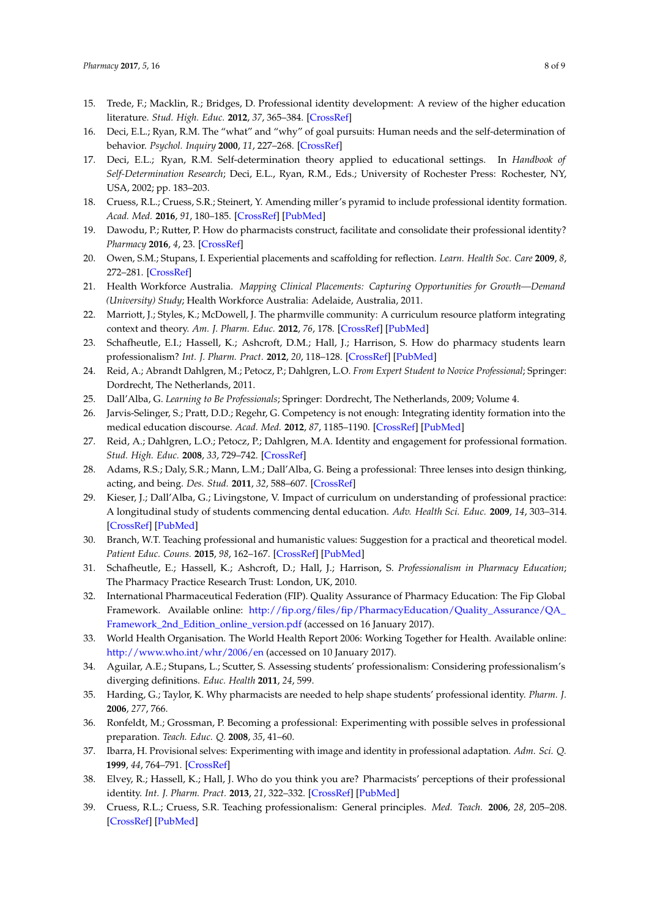15. Trede, F.; Macklin, R.; Bridges, D. Professional identity development: A review of the higher education literature. *Stud. High. Educ.* **2012**, *37*, 365–384. [CrossRef]
16. Deci, E.L.; Ryan, R.M. The "what" and "why" of goal pursuits: Human needs and the self-determination of behavior. *Psychol. Inquiry* **2000**, *11*, 227–268. [CrossRef]
17. Deci, E.L.; Ryan, R.M. Self-determination theory applied to educational settings. In *Handbook of Self-Determination Research*; Deci, E.L., Ryan, R.M., Eds.; University of Rochester Press: Rochester, NY, USA, 2002; pp. 183–203.
18. Cruess, R.L.; Cruess, S.R.; Steinert, Y. Amending miller's pyramid to include professional identity formation. *Acad. Med.* **2016**, *91*, 180–185. [CrossRef] [PubMed]
19. Dawodu, P.; Rutter, P. How do pharmacists construct, facilitate and consolidate their professional identity? *Pharmacy* **2016**, *4*, 23. [CrossRef]
20. Owen, S.M.; Stupans, I. Experiential placements and scaffolding for reflection. *Learn. Health Soc. Care* **2009**, *8*, 272–281. [CrossRef]
21. Health Workforce Australia. *Mapping Clinical Placements: Capturing Opportunities for Growth—Demand (University) Study*; Health Workforce Australia: Adelaide, Australia, 2011.
22. Marriott, J.; Styles, K.; McDowell, J. The pharmville community: A curriculum resource platform integrating context and theory. *Am. J. Pharm. Educ.* **2012**, *76*, 178. [CrossRef] [PubMed]
23. Schafheutle, E.I.; Hassell, K.; Ashcroft, D.M.; Hall, J.; Harrison, S. How do pharmacy students learn professionalism? *Int. J. Pharm. Pract.* **2012**, *20*, 118–128. [CrossRef] [PubMed]
24. Reid, A.; Abrandt Dahlgren, M.; Petocz, P.; Dahlgren, L.O. *From Expert Student to Novice Professional*; Springer: Dordrecht, The Netherlands, 2011.
25. Dall'Alba, G. *Learning to Be Professionals*; Springer: Dordrecht, The Netherlands, 2009; Volume 4.
26. Jarvis-Selinger, S.; Pratt, D.D.; Regehr, G. Competency is not enough: Integrating identity formation into the medical education discourse. *Acad. Med.* **2012**, *87*, 1185–1190. [CrossRef] [PubMed]
27. Reid, A.; Dahlgren, L.O.; Petocz, P.; Dahlgren, M.A. Identity and engagement for professional formation. *Stud. High. Educ.* **2008**, *33*, 729–742. [CrossRef]
28. Adams, R.S.; Daly, S.R.; Mann, L.M.; Dall'Alba, G. Being a professional: Three lenses into design thinking, acting, and being. *Des. Stud.* **2011**, *32*, 588–607. [CrossRef]
29. Kieser, J.; Dall'Alba, G.; Livingstone, V. Impact of curriculum on understanding of professional practice: A longitudinal study of students commencing dental education. *Adv. Health Sci. Educ.* **2009**, *14*, 303–314. [CrossRef] [PubMed]
30. Branch, W.T. Teaching professional and humanistic values: Suggestion for a practical and theoretical model. *Patient Educ. Couns.* **2015**, *98*, 162–167. [CrossRef] [PubMed]
31. Schafheutle, E.; Hassell, K.; Ashcroft, D.; Hall, J.; Harrison, S. *Professionalism in Pharmacy Education*; The Pharmacy Practice Research Trust: London, UK, 2010.
32. International Pharmaceutical Federation (FIP). Quality Assurance of Pharmacy Education: The Fip Global Framework. Available online: http://fip.org/files/fip/PharmacyEducation/Quality_Assurance/QA_Framework_2nd_Edition_online_version.pdf (accessed on 16 January 2017).
33. World Health Organisation. The World Health Report 2006: Working Together for Health. Available online: http://www.who.int/whr/2006/en (accessed on 10 January 2017).
34. Aguilar, A.E.; Stupans, L.; Scutter, S. Assessing students' professionalism: Considering professionalism's diverging definitions. *Educ. Health* **2011**, *24*, 599.
35. Harding, G.; Taylor, K. Why pharmacists are needed to help shape students' professional identity. *Pharm. J.* **2006**, *277*, 766.
36. Ronfeldt, M.; Grossman, P. Becoming a professional: Experimenting with possible selves in professional preparation. *Teach. Educ. Q.* **2008**, *35*, 41–60.
37. Ibarra, H. Provisional selves: Experimenting with image and identity in professional adaptation. *Adm. Sci. Q.* **1999**, *44*, 764–791. [CrossRef]
38. Elvey, R.; Hassell, K.; Hall, J. Who do you think you are? Pharmacists' perceptions of their professional identity. *Int. J. Pharm. Pract.* **2013**, *21*, 322–332. [CrossRef] [PubMed]
39. Cruess, R.L.; Cruess, S.R. Teaching professionalism: General principles. *Med. Teach.* **2006**, *28*, 205–208. [CrossRef] [PubMed]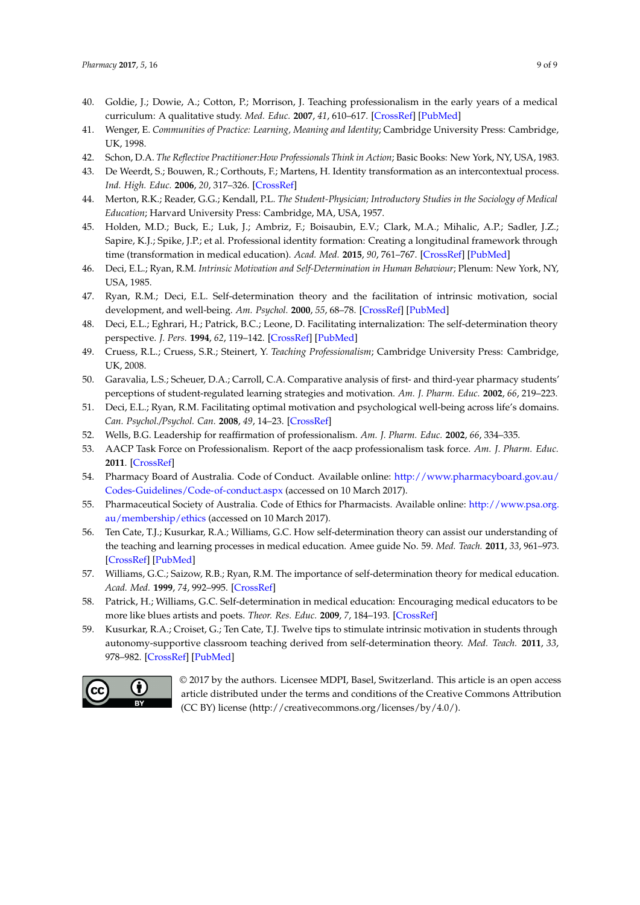40. Goldie, J.; Dowie, A.; Cotton, P.; Morrison, J. Teaching professionalism in the early years of a medical curriculum: A qualitative study. *Med. Educ.* **2007**, *41*, 610–617. [CrossRef] [PubMed]
41. Wenger, E. *Communities of Practice: Learning, Meaning and Identity*; Cambridge University Press: Cambridge, UK, 1998.
42. Schon, D.A. *The Reflective Practitioner:How Professionals Think in Action*; Basic Books: New York, NY, USA, 1983.
43. De Weerdt, S.; Bouwen, R.; Corthouts, F.; Martens, H. Identity transformation as an intercontextual process. *Ind. High. Educ.* **2006**, *20*, 317–326. [CrossRef]
44. Merton, R.K.; Reader, G.G.; Kendall, P.L. *The Student-Physician; Introductory Studies in the Sociology of Medical Education*; Harvard University Press: Cambridge, MA, USA, 1957.
45. Holden, M.D.; Buck, E.; Luk, J.; Ambriz, F.; Boisaubin, E.V.; Clark, M.A.; Mihalic, A.P.; Sadler, J.Z.; Sapire, K.J.; Spike, J.P.; et al. Professional identity formation: Creating a longitudinal framework through time (transformation in medical education). *Acad. Med.* **2015**, *90*, 761–767. [CrossRef] [PubMed]
46. Deci, E.L.; Ryan, R.M. *Intrinsic Motivation and Self-Determination in Human Behaviour*; Plenum: New York, NY, USA, 1985.
47. Ryan, R.M.; Deci, E.L. Self-determination theory and the facilitation of intrinsic motivation, social development, and well-being. *Am. Psychol.* **2000**, *55*, 68–78. [CrossRef] [PubMed]
48. Deci, E.L.; Eghrari, H.; Patrick, B.C.; Leone, D. Facilitating internalization: The self-determination theory perspective. *J. Pers.* **1994**, *62*, 119–142. [CrossRef] [PubMed]
49. Cruess, R.L.; Cruess, S.R.; Steinert, Y. *Teaching Professionalism*; Cambridge University Press: Cambridge, UK, 2008.
50. Garavalia, L.S.; Scheuer, D.A.; Carroll, C.A. Comparative analysis of first- and third-year pharmacy students' perceptions of student-regulated learning strategies and motivation. *Am. J. Pharm. Educ.* **2002**, *66*, 219–223.
51. Deci, E.L.; Ryan, R.M. Facilitating optimal motivation and psychological well-being across life's domains. *Can. Psychol./Psychol. Can.* **2008**, *49*, 14–23. [CrossRef]
52. Wells, B.G. Leadership for reaffirmation of professionalism. *Am. J. Pharm. Educ.* **2002**, *66*, 334–335.
53. AACP Task Force on Professionalism. Report of the aacp professionalism task force. *Am. J. Pharm. Educ.* **2011**. [CrossRef]
54. Pharmacy Board of Australia. Code of Conduct. Available online: http://www.pharmacyboard.gov.au/Codes-Guidelines/Code-of-conduct.aspx (accessed on 10 March 2017).
55. Pharmaceutical Society of Australia. Code of Ethics for Pharmacists. Available online: http://www.psa.org.au/membership/ethics (accessed on 10 March 2017).
56. Ten Cate, T.J.; Kusurkar, R.A.; Williams, G.C. How self-determination theory can assist our understanding of the teaching and learning processes in medical education. Amee guide No. 59. *Med. Teach.* **2011**, *33*, 961–973. [CrossRef] [PubMed]
57. Williams, G.C.; Saizow, R.B.; Ryan, R.M. The importance of self-determination theory for medical education. *Acad. Med.* **1999**, *74*, 992–995. [CrossRef]
58. Patrick, H.; Williams, G.C. Self-determination in medical education: Encouraging medical educators to be more like blues artists and poets. *Theor. Res. Educ.* **2009**, *7*, 184–193. [CrossRef]
59. Kusurkar, R.A.; Croiset, G.; Ten Cate, T.J. Twelve tips to stimulate intrinsic motivation in students through autonomy-supportive classroom teaching derived from self-determination theory. *Med. Teach.* **2011**, *33*, 978–982. [CrossRef] [PubMed]

© 2017 by the authors. Licensee MDPI, Basel, Switzerland. This article is an open access article distributed under the terms and conditions of the Creative Commons Attribution (CC BY) license (http://creativecommons.org/licenses/by/4.0/).